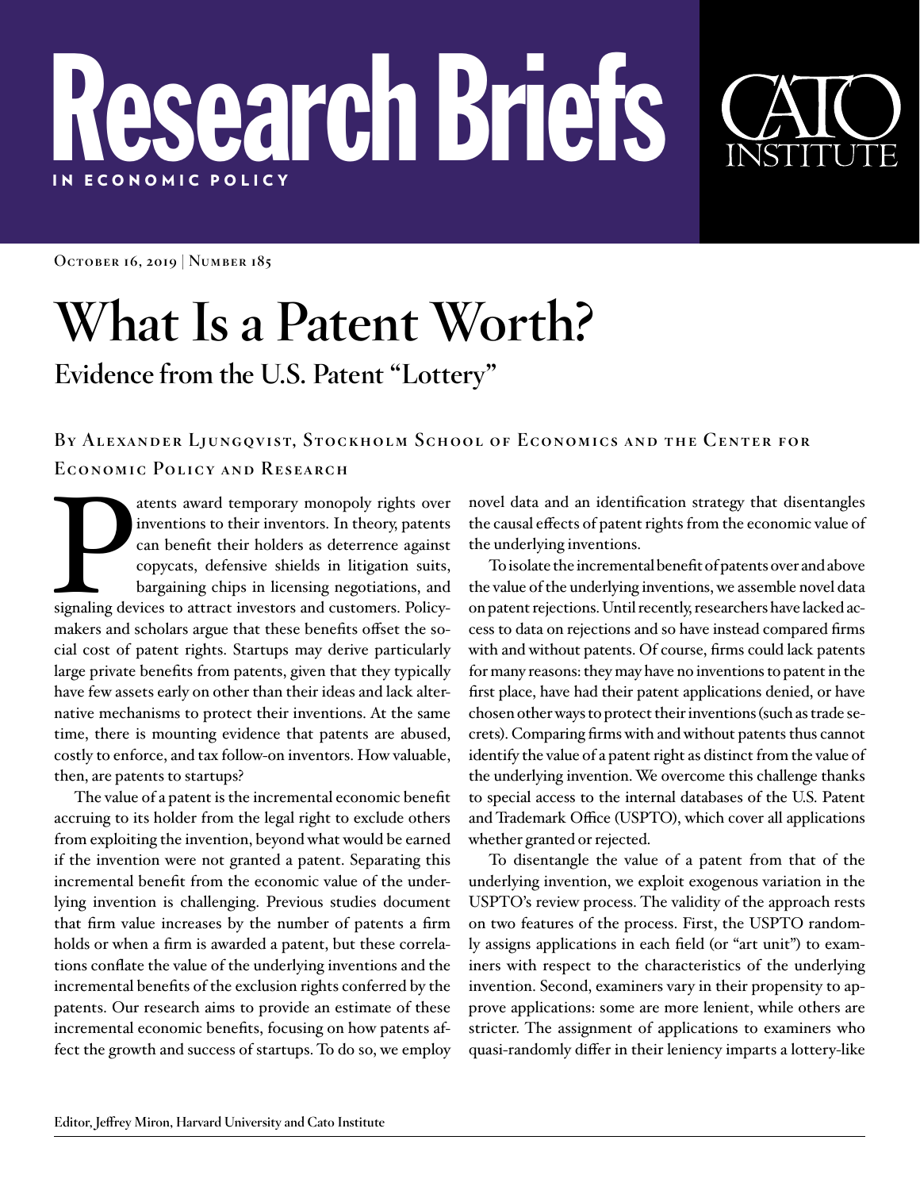# Research Briefs

IN ECONOMIC POLICY

CATO INSTITUTE

October 16, 2019 | Number 185

# What Is a Patent Worth?

## Evidence from the U.S. Patent "Lottery"

By Alexander Ljungqvist, Stockholm School of Economics and the Center for Economic Policy and Research

Patents award temporary monopoly rights over inventions to their inventors. In theory, patents can benefit their holders as deterrence against copycats, defensive shields in litigation suits, bargaining chips in licensing negotiations, and signaling devices to attract investors and customers. Policymakers and scholars argue that these benefits offset the social cost of patent rights. Startups may derive particularly large private benefits from patents, given that they typically have few assets early on other than their ideas and lack alternative mechanisms to protect their inventions. At the same time, there is mounting evidence that patents are abused, costly to enforce, and tax follow-on inventors. How valuable, then, are patents to startups?

The value of a patent is the incremental economic benefit accruing to its holder from the legal right to exclude others from exploiting the invention, beyond what would be earned if the invention were not granted a patent. Separating this incremental benefit from the economic value of the underlying invention is challenging. Previous studies document that firm value increases by the number of patents a firm holds or when a firm is awarded a patent, but these correlations conflate the value of the underlying inventions and the incremental benefits of the exclusion rights conferred by the patents. Our research aims to provide an estimate of these incremental economic benefits, focusing on how patents affect the growth and success of startups. To do so, we employ novel data and an identification strategy that disentangles the causal effects of patent rights from the economic value of the underlying inventions.

To isolate the incremental benefit of patents over and above the value of the underlying inventions, we assemble novel data on patent rejections. Until recently, researchers have lacked access to data on rejections and so have instead compared firms with and without patents. Of course, firms could lack patents for many reasons: they may have no inventions to patent in the first place, have had their patent applications denied, or have chosen other ways to protect their inventions (such as trade secrets). Comparing firms with and without patents thus cannot identify the value of a patent right as distinct from the value of the underlying invention. We overcome this challenge thanks to special access to the internal databases of the U.S. Patent and Trademark Office (USPTO), which cover all applications whether granted or rejected.

To disentangle the value of a patent from that of the underlying invention, we exploit exogenous variation in the USPTO's review process. The validity of the approach rests on two features of the process. First, the USPTO randomly assigns applications in each field (or "art unit") to examiners with respect to the characteristics of the underlying invention. Second, examiners vary in their propensity to approve applications: some are more lenient, while others are stricter. The assignment of applications to examiners who quasi-randomly differ in their leniency imparts a lottery-like

Editor, Jeffrey Miron, Harvard University and Cato Institute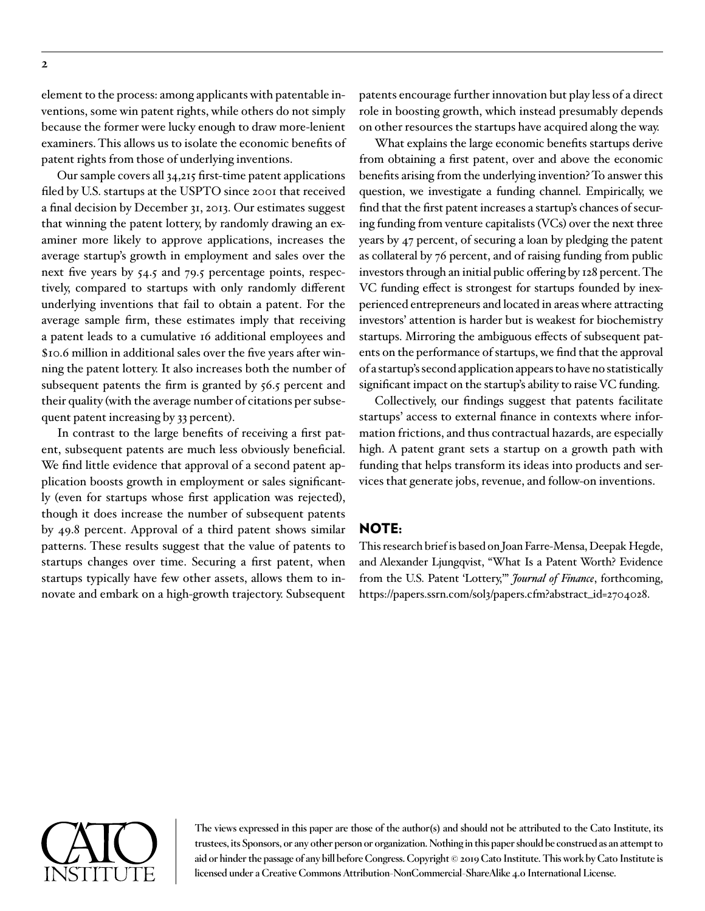element to the process: among applicants with patentable inventions, some win patent rights, while others do not simply because the former were lucky enough to draw more-lenient examiners. This allows us to isolate the economic benefits of patent rights from those of underlying inventions.

Our sample covers all 34,215 first-time patent applications filed by U.S. startups at the USPTO since 2001 that received a final decision by December 31, 2013. Our estimates suggest that winning the patent lottery, by randomly drawing an examiner more likely to approve applications, increases the average startup's growth in employment and sales over the next five years by 54.5 and 79.5 percentage points, respectively, compared to startups with only randomly different underlying inventions that fail to obtain a patent. For the average sample firm, these estimates imply that receiving a patent leads to a cumulative 16 additional employees and $10.6 million in additional sales over the five years after winning the patent lottery. It also increases both the number of subsequent patents the firm is granted by 56.5 percent and their quality (with the average number of citations per subsequent patent increasing by 33 percent).

In contrast to the large benefits of receiving a first patent, subsequent patents are much less obviously beneficial. We find little evidence that approval of a second patent application boosts growth in employment or sales significantly (even for startups whose first application was rejected), though it does increase the number of subsequent patents by 49.8 percent. Approval of a third patent shows similar patterns. These results suggest that the value of patents to startups changes over time. Securing a first patent, when startups typically have few other assets, allows them to innovate and embark on a high-growth trajectory. Subsequent patents encourage further innovation but play less of a direct role in boosting growth, which instead presumably depends on other resources the startups have acquired along the way.

What explains the large economic benefits startups derive from obtaining a first patent, over and above the economic benefits arising from the underlying invention? To answer this question, we investigate a funding channel. Empirically, we find that the first patent increases a startup's chances of securing funding from venture capitalists (VCs) over the next three years by 47 percent, of securing a loan by pledging the patent as collateral by 76 percent, and of raising funding from public investors through an initial public offering by 128 percent. The VC funding effect is strongest for startups founded by inexperienced entrepreneurs and located in areas where attracting investors' attention is harder but is weakest for biochemistry startups. Mirroring the ambiguous effects of subsequent patents on the performance of startups, we find that the approval of a startup's second application appears to have no statistically significant impact on the startup's ability to raise VC funding.

Collectively, our findings suggest that patents facilitate startups' access to external finance in contexts where information frictions, and thus contractual hazards, are especially high. A patent grant sets a startup on a growth path with funding that helps transform its ideas into products and services that generate jobs, revenue, and follow-on inventions.

## NOTE:

This research brief is based on Joan Farre-Mensa, Deepak Hegde, and Alexander Ljungqvist, "What Is a Patent Worth? Evidence from the U.S. Patent 'Lottery,'" *Journal of Finance*, forthcoming, https://papers.ssrn.com/sol3/papers.cfm?abstract_id=2704028.

CATO INSTITUTE

The views expressed in this paper are those of the author(s) and should not be attributed to the Cato Institute, its trustees, its Sponsors, or any other person or organization. Nothing in this paper should be construed as an attempt to aid or hinder the passage of any bill before Congress. Copyright © 2019 Cato Institute. This work by Cato Institute is licensed under a Creative Commons Attribution-NonCommercial-ShareAlike 4.0 International License.